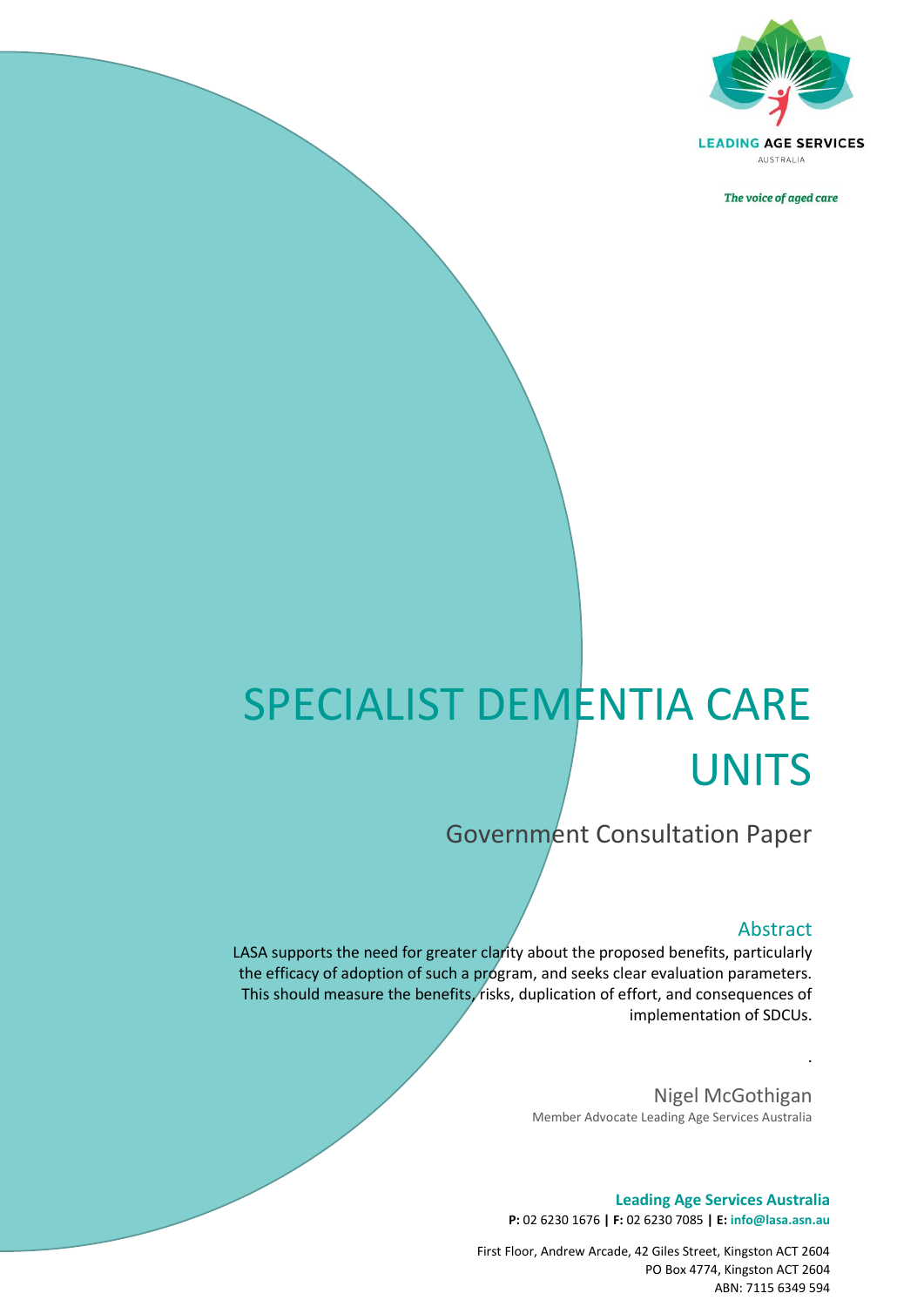LEADING AGE SERVICES AUSTRALIA

*The voice of aged care*

# SPECIALIST DEMENTIA CARE UNITS

## Government Consultation Paper

### Abstract

LASA supports the need for greater clarity about the proposed benefits, particularly the efficacy of adoption of such a program, and seeks clear evaluation parameters. This should measure the benefits, risks, duplication of effort, and consequences of implementation of SDCUs.

.

Nigel McGothigan
Member Advocate Leading Age Services Australia

**Leading Age Services Australia**
**P:** 02 6230 1676 **|** **F:** 02 6230 7085 **|** **E:** **info@lasa.asn.au**

First Floor, Andrew Arcade, 42 Giles Street, Kingston ACT 2604
PO Box 4774, Kingston ACT 2604
ABN: 7115 6349 594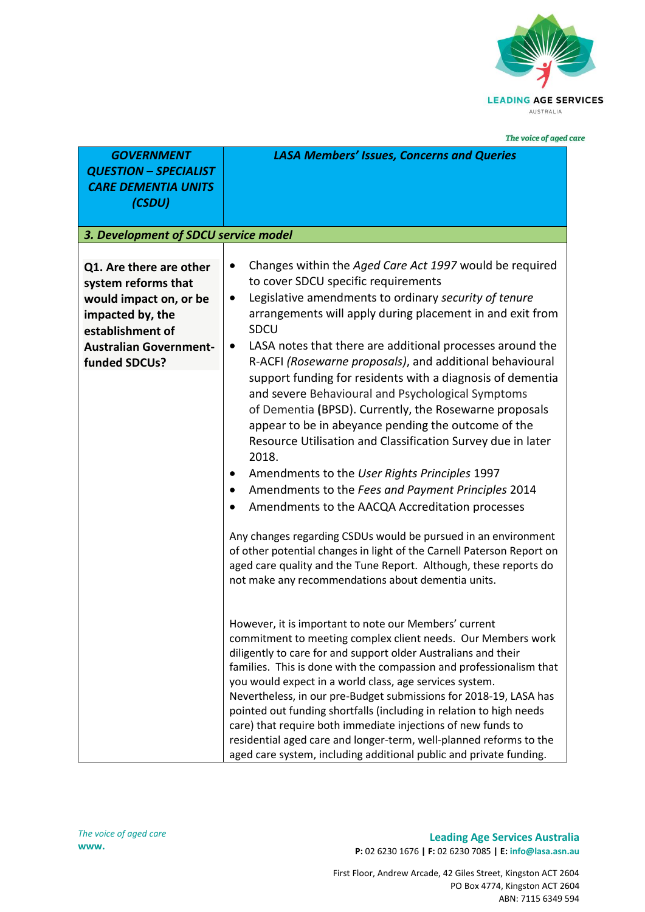| *GOVERNMENT QUESTION – SPECIALIST CARE DEMENTIA UNITS (CSDU)* | *LASA Members' Issues, Concerns and Queries* |
|---|---|
| ***3. Development of SDCU service model*** | |
| **Q1. Are there are other system reforms that would impact on, or be impacted by, the establishment of Australian Government-funded SDCUs?** | • Changes within the *Aged Care Act 1997* would be required to cover SDCU specific requirements<br>• Legislative amendments to ordinary *security of tenure* arrangements will apply during placement in and exit from SDCU<br>• LASA notes that there are additional processes around the R-ACFI *(Rosewarne proposals)*, and additional behavioural support funding for residents with a diagnosis of dementia and severe Behavioural and Psychological Symptoms of Dementia (BPSD). Currently, the Rosewarne proposals appear to be in abeyance pending the outcome of the Resource Utilisation and Classification Survey due in later 2018.<br>• Amendments to the *User Rights Principles* 1997<br>• Amendments to the *Fees and Payment Principles* 2014<br>• Amendments to the AACQA Accreditation processes<br><br>Any changes regarding CSDUs would be pursued in an environment of other potential changes in light of the Carnell Paterson Report on aged care quality and the Tune Report. Although, these reports do not make any recommendations about dementia units.<br><br>However, it is important to note our Members' current commitment to meeting complex client needs. Our Members work diligently to care for and support older Australians and their families. This is done with the compassion and professionalism that you would expect in a world class, age services system. Nevertheless, in our pre-Budget submissions for 2018-19, LASA has pointed out funding shortfalls (including in relation to high needs care) that require both immediate injections of new funds to residential aged care and longer-term, well-planned reforms to the aged care system, including additional public and private funding. |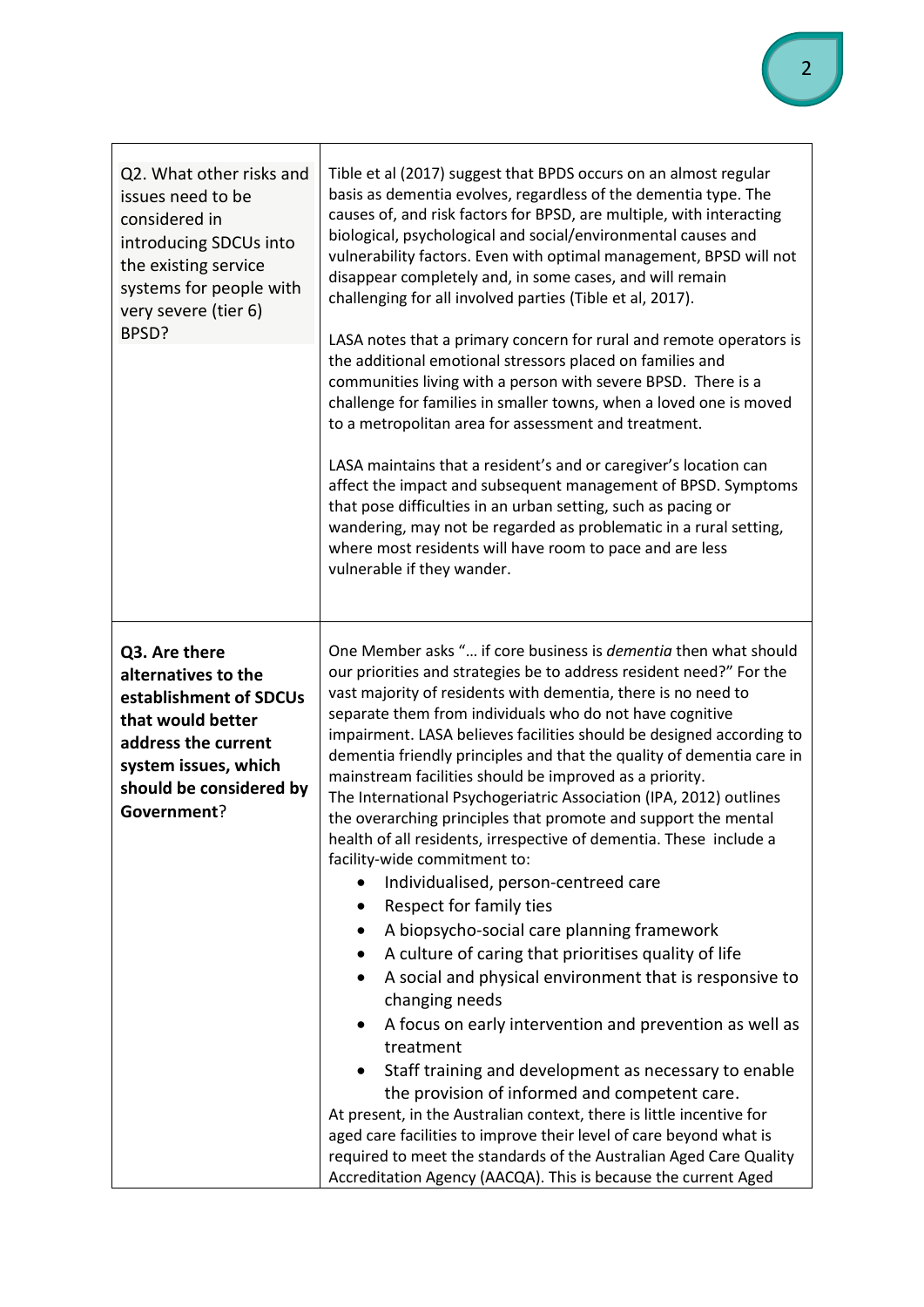| | |
|---|---|
| Q2. What other risks and issues need to be considered in introducing SDCUs into the existing service systems for people with very severe (tier 6) BPSD? | Tible et al (2017) suggest that BPDS occurs on an almost regular basis as dementia evolves, regardless of the dementia type. The causes of, and risk factors for BPSD, are multiple, with interacting biological, psychological and social/environmental causes and vulnerability factors. Even with optimal management, BPSD will not disappear completely and, in some cases, and will remain challenging for all involved parties (Tible et al, 2017).<br><br>LASA notes that a primary concern for rural and remote operators is the additional emotional stressors placed on families and communities living with a person with severe BPSD. There is a challenge for families in smaller towns, when a loved one is moved to a metropolitan area for assessment and treatment.<br><br>LASA maintains that a resident's and or caregiver's location can affect the impact and subsequent management of BPSD. Symptoms that pose difficulties in an urban setting, such as pacing or wandering, may not be regarded as problematic in a rural setting, where most residents will have room to pace and are less vulnerable if they wander. |
| **Q3. Are there alternatives to the establishment of SDCUs that would better address the current system issues, which should be considered by Government**? | One Member asks "… if core business is *dementia* then what should our priorities and strategies be to address resident need?" For the vast majority of residents with dementia, there is no need to separate them from individuals who do not have cognitive impairment. LASA believes facilities should be designed according to dementia friendly principles and that the quality of dementia care in mainstream facilities should be improved as a priority.<br>The International Psychogeriatric Association (IPA, 2012) outlines the overarching principles that promote and support the mental health of all residents, irrespective of dementia. These include a facility-wide commitment to:<br>• Individualised, person-centreed care<br>• Respect for family ties<br>• A biopsycho-social care planning framework<br>• A culture of caring that prioritises quality of life<br>• A social and physical environment that is responsive to changing needs<br>• A focus on early intervention and prevention as well as treatment<br>• Staff training and development as necessary to enable the provision of informed and competent care.<br>At present, in the Australian context, there is little incentive for aged care facilities to improve their level of care beyond what is required to meet the standards of the Australian Aged Care Quality Accreditation Agency (AACQA). This is because the current Aged |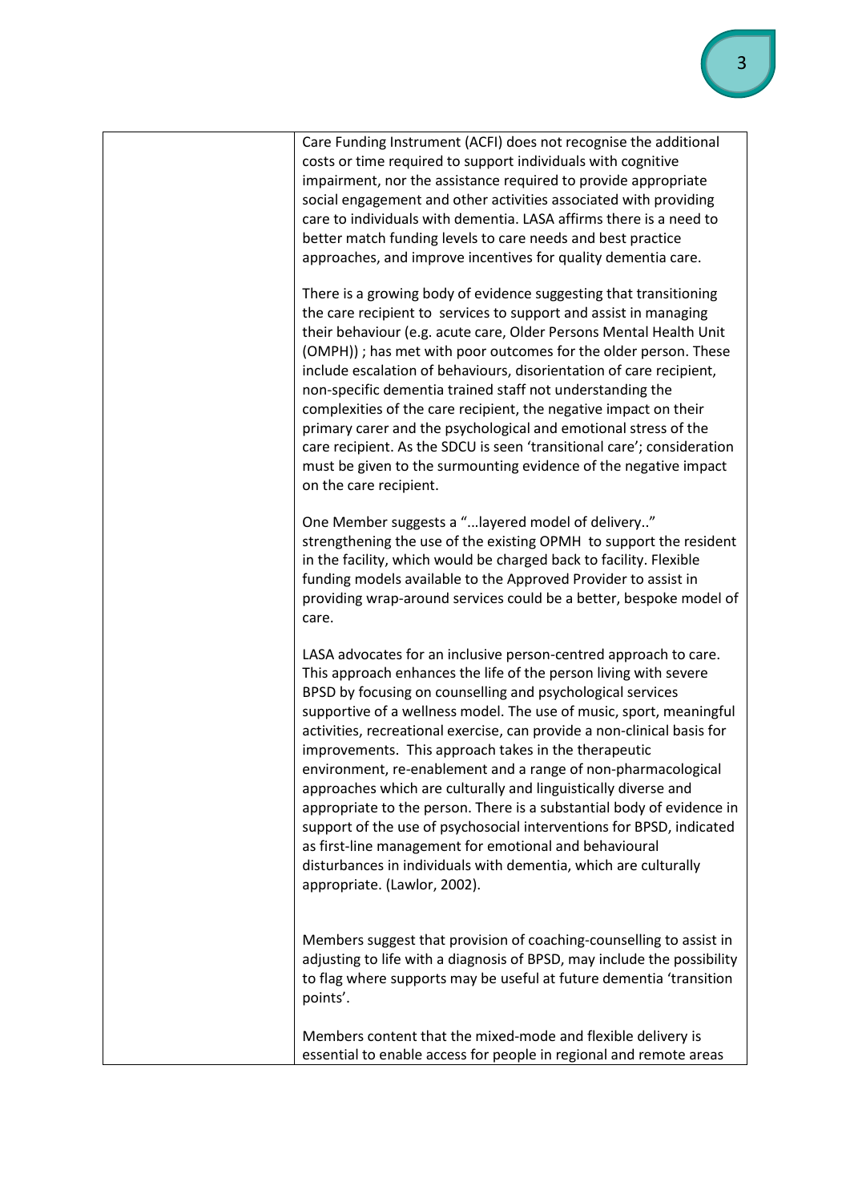| | |
|---|---|
| | Care Funding Instrument (ACFI) does not recognise the additional costs or time required to support individuals with cognitive impairment, nor the assistance required to provide appropriate social engagement and other activities associated with providing care to individuals with dementia. LASA affirms there is a need to better match funding levels to care needs and best practice approaches, and improve incentives for quality dementia care.<br><br>There is a growing body of evidence suggesting that transitioning the care recipient to services to support and assist in managing their behaviour (e.g. acute care, Older Persons Mental Health Unit (OMPH)) ; has met with poor outcomes for the older person. These include escalation of behaviours, disorientation of care recipient, non-specific dementia trained staff not understanding the complexities of the care recipient, the negative impact on their primary carer and the psychological and emotional stress of the care recipient. As the SDCU is seen 'transitional care'; consideration must be given to the surmounting evidence of the negative impact on the care recipient.<br><br>One Member suggests a "...layered model of delivery.." strengthening the use of the existing OPMH to support the resident in the facility, which would be charged back to facility. Flexible funding models available to the Approved Provider to assist in providing wrap-around services could be a better, bespoke model of care.<br><br>LASA advocates for an inclusive person-centred approach to care. This approach enhances the life of the person living with severe BPSD by focusing on counselling and psychological services supportive of a wellness model. The use of music, sport, meaningful activities, recreational exercise, can provide a non-clinical basis for improvements. This approach takes in the therapeutic environment, re-enablement and a range of non-pharmacological approaches which are culturally and linguistically diverse and appropriate to the person. There is a substantial body of evidence in support of the use of psychosocial interventions for BPSD, indicated as first-line management for emotional and behavioural disturbances in individuals with dementia, which are culturally appropriate. (Lawlor, 2002).<br><br>Members suggest that provision of coaching-counselling to assist in adjusting to life with a diagnosis of BPSD, may include the possibility to flag where supports may be useful at future dementia 'transition points'.<br><br>Members content that the mixed-mode and flexible delivery is essential to enable access for people in regional and remote areas |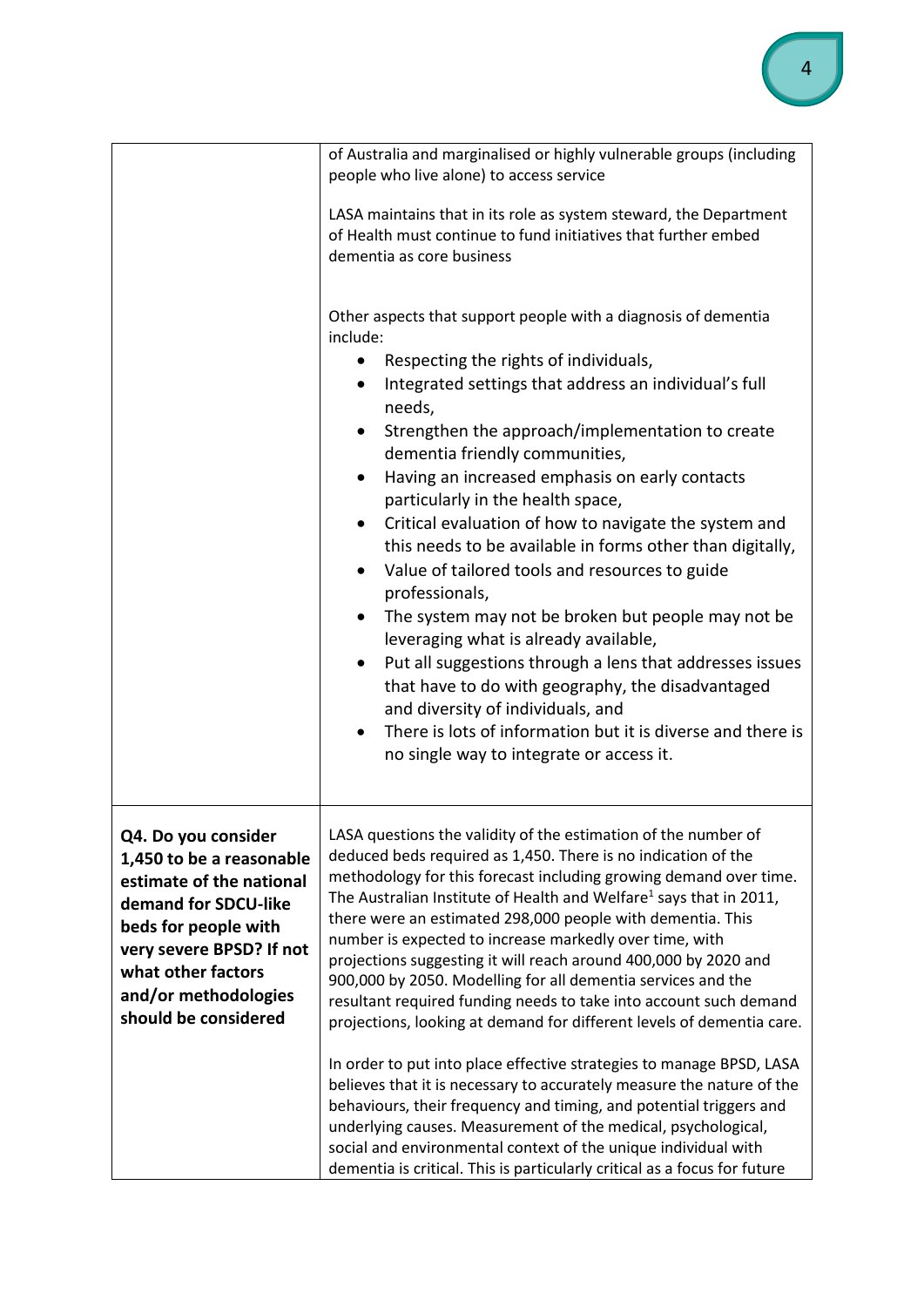| | |
|---|---|
| | of Australia and marginalised or highly vulnerable groups (including people who live alone) to access service<br><br>LASA maintains that in its role as system steward, the Department of Health must continue to fund initiatives that further embed dementia as core business<br><br>Other aspects that support people with a diagnosis of dementia include:<br>• Respecting the rights of individuals,<br>• Integrated settings that address an individual's full needs,<br>• Strengthen the approach/implementation to create dementia friendly communities,<br>• Having an increased emphasis on early contacts particularly in the health space,<br>• Critical evaluation of how to navigate the system and this needs to be available in forms other than digitally,<br>• Value of tailored tools and resources to guide professionals,<br>• The system may not be broken but people may not be leveraging what is already available,<br>• Put all suggestions through a lens that addresses issues that have to do with geography, the disadvantaged and diversity of individuals, and<br>• There is lots of information but it is diverse and there is no single way to integrate or access it. |
| **Q4. Do you consider 1,450 to be a reasonable estimate of the national demand for SDCU-like beds for people with very severe BPSD? If not what other factors and/or methodologies should be considered** | LASA questions the validity of the estimation of the number of deduced beds required as 1,450. There is no indication of the methodology for this forecast including growing demand over time. The Australian Institute of Health and Welfare[1] says that in 2011, there were an estimated 298,000 people with dementia. This number is expected to increase markedly over time, with projections suggesting it will reach around 400,000 by 2020 and 900,000 by 2050. Modelling for all dementia services and the resultant required funding needs to take into account such demand projections, looking at demand for different levels of dementia care.<br><br>In order to put into place effective strategies to manage BPSD, LASA believes that it is necessary to accurately measure the nature of the behaviours, their frequency and timing, and potential triggers and underlying causes. Measurement of the medical, psychological, social and environmental context of the unique individual with dementia is critical. This is particularly critical as a focus for future |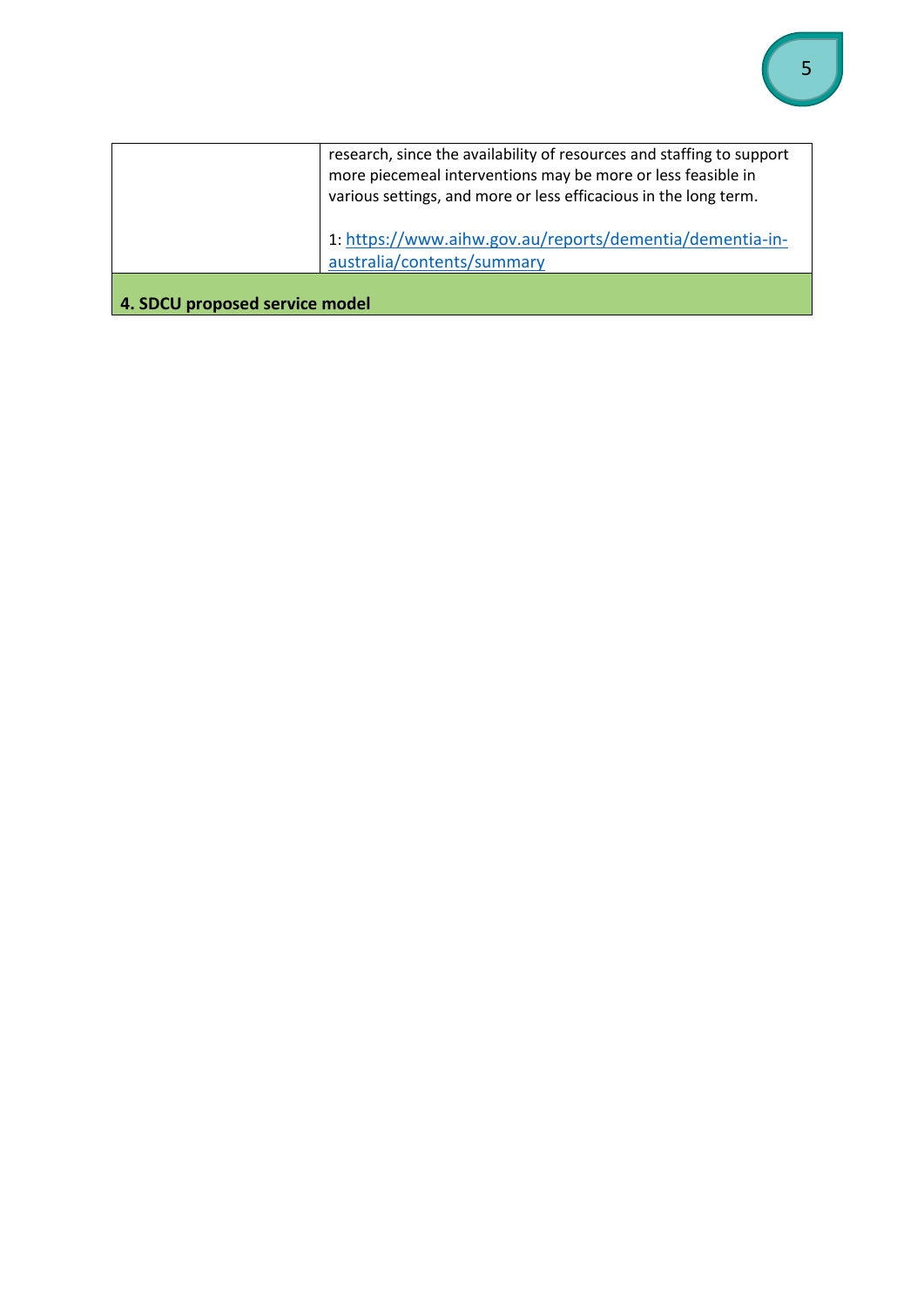|  |  |
|---|---|
|  | research, since the availability of resources and staffing to support more piecemeal interventions may be more or less feasible in various settings, and more or less efficacious in the long term.<br><br>1: https://www.aihw.gov.au/reports/dementia/dementia-in-australia/contents/summary |
| **4. SDCU proposed service model** |  |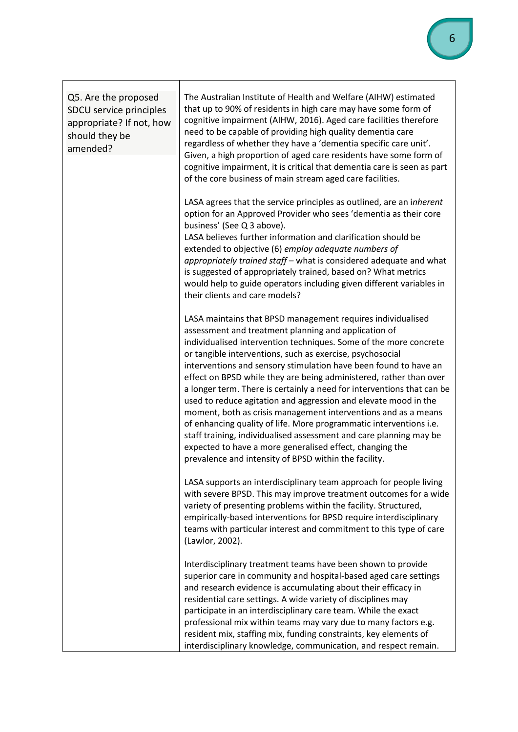| Q5. Are the proposed SDCU service principles appropriate? If not, how should they be amended? | The Australian Institute of Health and Welfare (AIHW) estimated that up to 90% of residents in high care may have some form of cognitive impairment (AIHW, 2016). Aged care facilities therefore need to be capable of providing high quality dementia care regardless of whether they have a 'dementia specific care unit'. Given, a high proportion of aged care residents have some form of cognitive impairment, it is critical that dementia care is seen as part of the core business of main stream aged care facilities.<br><br>LASA agrees that the service principles as outlined, are an i*nherent* option for an Approved Provider who sees 'dementia as their core business' (See Q 3 above).<br>LASA believes further information and clarification should be extended to objective (6) *employ adequate numbers of appropriately trained staff* – what is considered adequate and what is suggested of appropriately trained, based on? What metrics would help to guide operators including given different variables in their clients and care models?<br><br>LASA maintains that BPSD management requires individualised assessment and treatment planning and application of individualised intervention techniques. Some of the more concrete or tangible interventions, such as exercise, psychosocial interventions and sensory stimulation have been found to have an effect on BPSD while they are being administered, rather than over a longer term. There is certainly a need for interventions that can be used to reduce agitation and aggression and elevate mood in the moment, both as crisis management interventions and as a means of enhancing quality of life. More programmatic interventions i.e. staff training, individualised assessment and care planning may be expected to have a more generalised effect, changing the prevalence and intensity of BPSD within the facility.<br><br>LASA supports an interdisciplinary team approach for people living with severe BPSD. This may improve treatment outcomes for a wide variety of presenting problems within the facility. Structured, empirically-based interventions for BPSD require interdisciplinary teams with particular interest and commitment to this type of care (Lawlor, 2002).<br><br>Interdisciplinary treatment teams have been shown to provide superior care in community and hospital-based aged care settings and research evidence is accumulating about their efficacy in residential care settings. A wide variety of disciplines may participate in an interdisciplinary care team. While the exact professional mix within teams may vary due to many factors e.g. resident mix, staffing mix, funding constraints, key elements of interdisciplinary knowledge, communication, and respect remain. |
|---|---|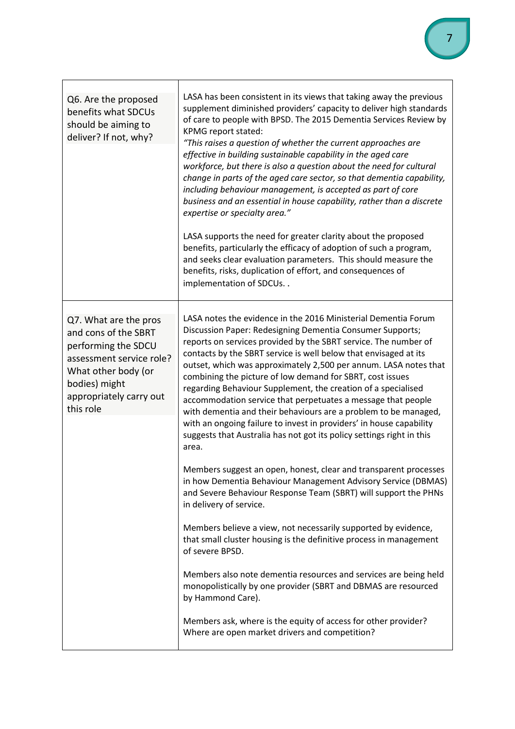| | |
|---|---|
| Q6. Are the proposed benefits what SDCUs should be aiming to deliver? If not, why? | LASA has been consistent in its views that taking away the previous supplement diminished providers' capacity to deliver high standards of care to people with BPSD. The 2015 Dementia Services Review by KPMG report stated:<br>*"This raises a question of whether the current approaches are effective in building sustainable capability in the aged care workforce, but there is also a question about the need for cultural change in parts of the aged care sector, so that dementia capability, including behaviour management, is accepted as part of core business and an essential in house capability, rather than a discrete expertise or specialty area."*<br><br>LASA supports the need for greater clarity about the proposed benefits, particularly the efficacy of adoption of such a program, and seeks clear evaluation parameters. This should measure the benefits, risks, duplication of effort, and consequences of implementation of SDCUs. . |
| Q7. What are the pros and cons of the SBRT performing the SDCU assessment service role? What other body (or bodies) might appropriately carry out this role | LASA notes the evidence in the 2016 Ministerial Dementia Forum Discussion Paper: Redesigning Dementia Consumer Supports; reports on services provided by the SBRT service. The number of contacts by the SBRT service is well below that envisaged at its outset, which was approximately 2,500 per annum. LASA notes that combining the picture of low demand for SBRT, cost issues regarding Behaviour Supplement, the creation of a specialised accommodation service that perpetuates a message that people with dementia and their behaviours are a problem to be managed, with an ongoing failure to invest in providers' in house capability suggests that Australia has not got its policy settings right in this area.<br><br>Members suggest an open, honest, clear and transparent processes in how Dementia Behaviour Management Advisory Service (DBMAS) and Severe Behaviour Response Team (SBRT) will support the PHNs in delivery of service.<br><br>Members believe a view, not necessarily supported by evidence, that small cluster housing is the definitive process in management of severe BPSD.<br><br>Members also note dementia resources and services are being held monopolistically by one provider (SBRT and DBMAS are resourced by Hammond Care).<br><br>Members ask, where is the equity of access for other provider? Where are open market drivers and competition? |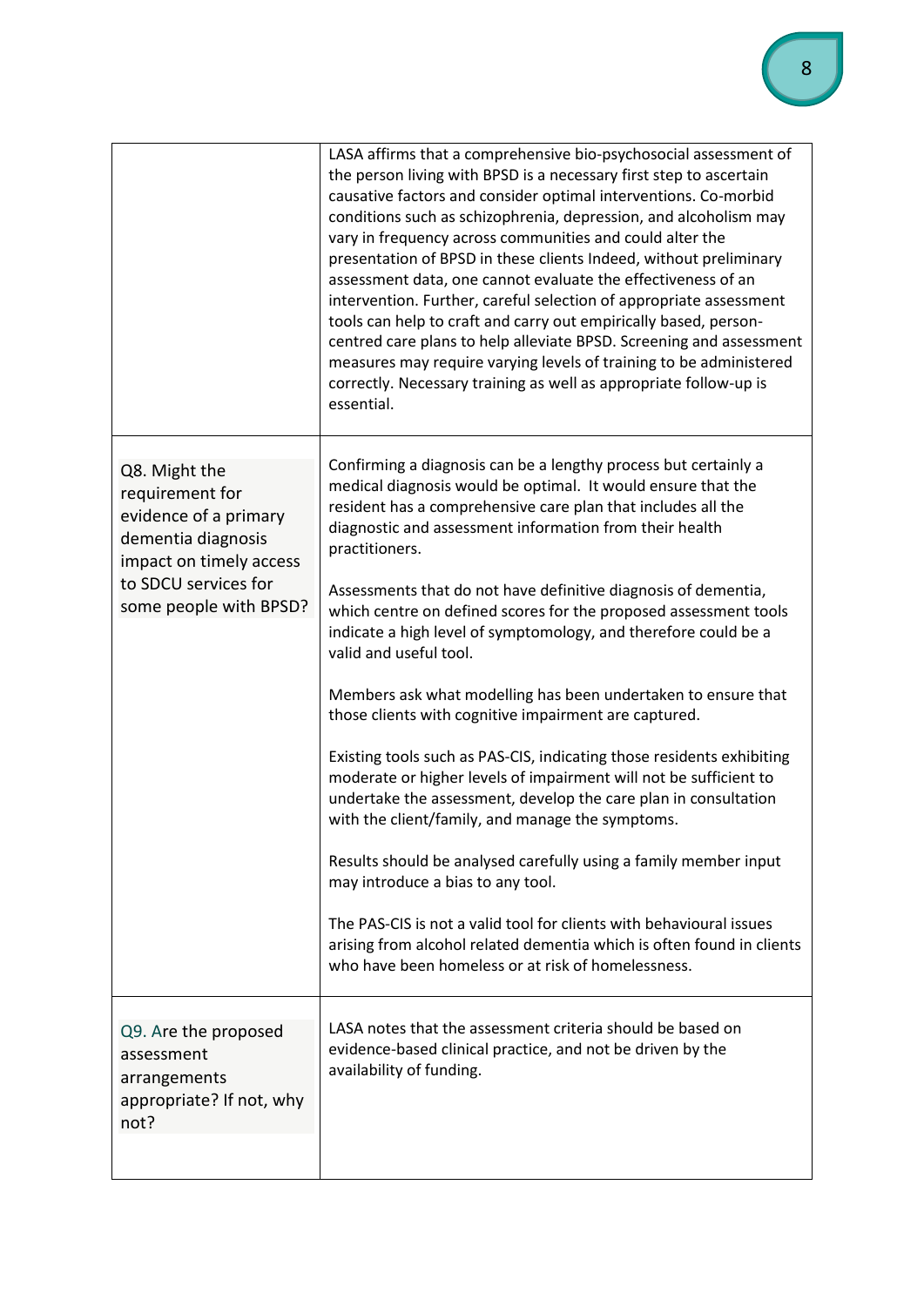| | |
|---|---|
| | LASA affirms that a comprehensive bio-psychosocial assessment of the person living with BPSD is a necessary first step to ascertain causative factors and consider optimal interventions. Co-morbid conditions such as schizophrenia, depression, and alcoholism may vary in frequency across communities and could alter the presentation of BPSD in these clients Indeed, without preliminary assessment data, one cannot evaluate the effectiveness of an intervention. Further, careful selection of appropriate assessment tools can help to craft and carry out empirically based, person-centred care plans to help alleviate BPSD. Screening and assessment measures may require varying levels of training to be administered correctly. Necessary training as well as appropriate follow-up is essential. |
| Q8. Might the requirement for evidence of a primary dementia diagnosis impact on timely access to SDCU services for some people with BPSD? | Confirming a diagnosis can be a lengthy process but certainly a medical diagnosis would be optimal. It would ensure that the resident has a comprehensive care plan that includes all the diagnostic and assessment information from their health practitioners.<br><br>Assessments that do not have definitive diagnosis of dementia, which centre on defined scores for the proposed assessment tools indicate a high level of symptomology, and therefore could be a valid and useful tool.<br><br>Members ask what modelling has been undertaken to ensure that those clients with cognitive impairment are captured.<br><br>Existing tools such as PAS-CIS, indicating those residents exhibiting moderate or higher levels of impairment will not be sufficient to undertake the assessment, develop the care plan in consultation with the client/family, and manage the symptoms.<br><br>Results should be analysed carefully using a family member input may introduce a bias to any tool.<br><br>The PAS-CIS is not a valid tool for clients with behavioural issues arising from alcohol related dementia which is often found in clients who have been homeless or at risk of homelessness. |
| Q9. Are the proposed assessment arrangements appropriate? If not, why not? | LASA notes that the assessment criteria should be based on evidence-based clinical practice, and not be driven by the availability of funding. |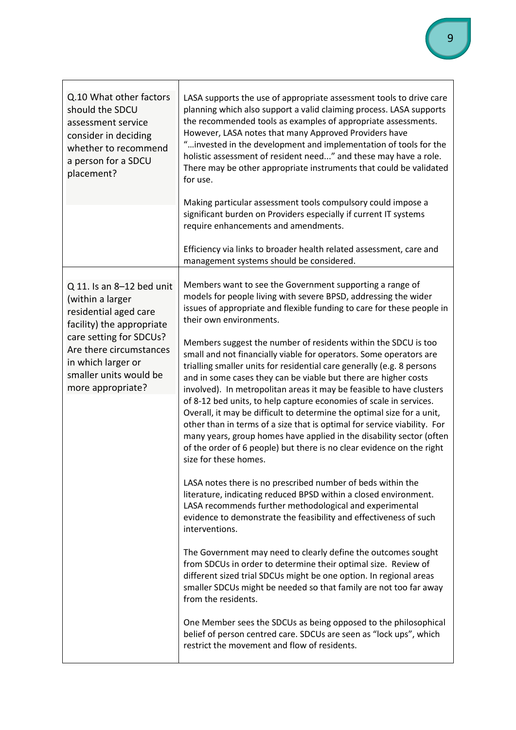| | |
|---|---|
| Q.10 What other factors should the SDCU assessment service consider in deciding whether to recommend a person for a SDCU placement? | LASA supports the use of appropriate assessment tools to drive care planning which also support a valid claiming process. LASA supports the recommended tools as examples of appropriate assessments. However, LASA notes that many Approved Providers have "…invested in the development and implementation of tools for the holistic assessment of resident need..." and these may have a role. There may be other appropriate instruments that could be validated for use.<br><br>Making particular assessment tools compulsory could impose a significant burden on Providers especially if current IT systems require enhancements and amendments.<br><br>Efficiency via links to broader health related assessment, care and management systems should be considered. |
| Q 11. Is an 8–12 bed unit (within a larger residential aged care facility) the appropriate care setting for SDCUs? Are there circumstances in which larger or smaller units would be more appropriate? | Members want to see the Government supporting a range of models for people living with severe BPSD, addressing the wider issues of appropriate and flexible funding to care for these people in their own environments.<br><br>Members suggest the number of residents within the SDCU is too small and not financially viable for operators. Some operators are trialling smaller units for residential care generally (e.g. 8 persons and in some cases they can be viable but there are higher costs involved). In metropolitan areas it may be feasible to have clusters of 8-12 bed units, to help capture economies of scale in services. Overall, it may be difficult to determine the optimal size for a unit, other than in terms of a size that is optimal for service viability. For many years, group homes have applied in the disability sector (often of the order of 6 people) but there is no clear evidence on the right size for these homes.<br><br>LASA notes there is no prescribed number of beds within the literature, indicating reduced BPSD within a closed environment. LASA recommends further methodological and experimental evidence to demonstrate the feasibility and effectiveness of such interventions.<br><br>The Government may need to clearly define the outcomes sought from SDCUs in order to determine their optimal size. Review of different sized trial SDCUs might be one option. In regional areas smaller SDCUs might be needed so that family are not too far away from the residents.<br><br>One Member sees the SDCUs as being opposed to the philosophical belief of person centred care. SDCUs are seen as "lock ups", which restrict the movement and flow of residents. |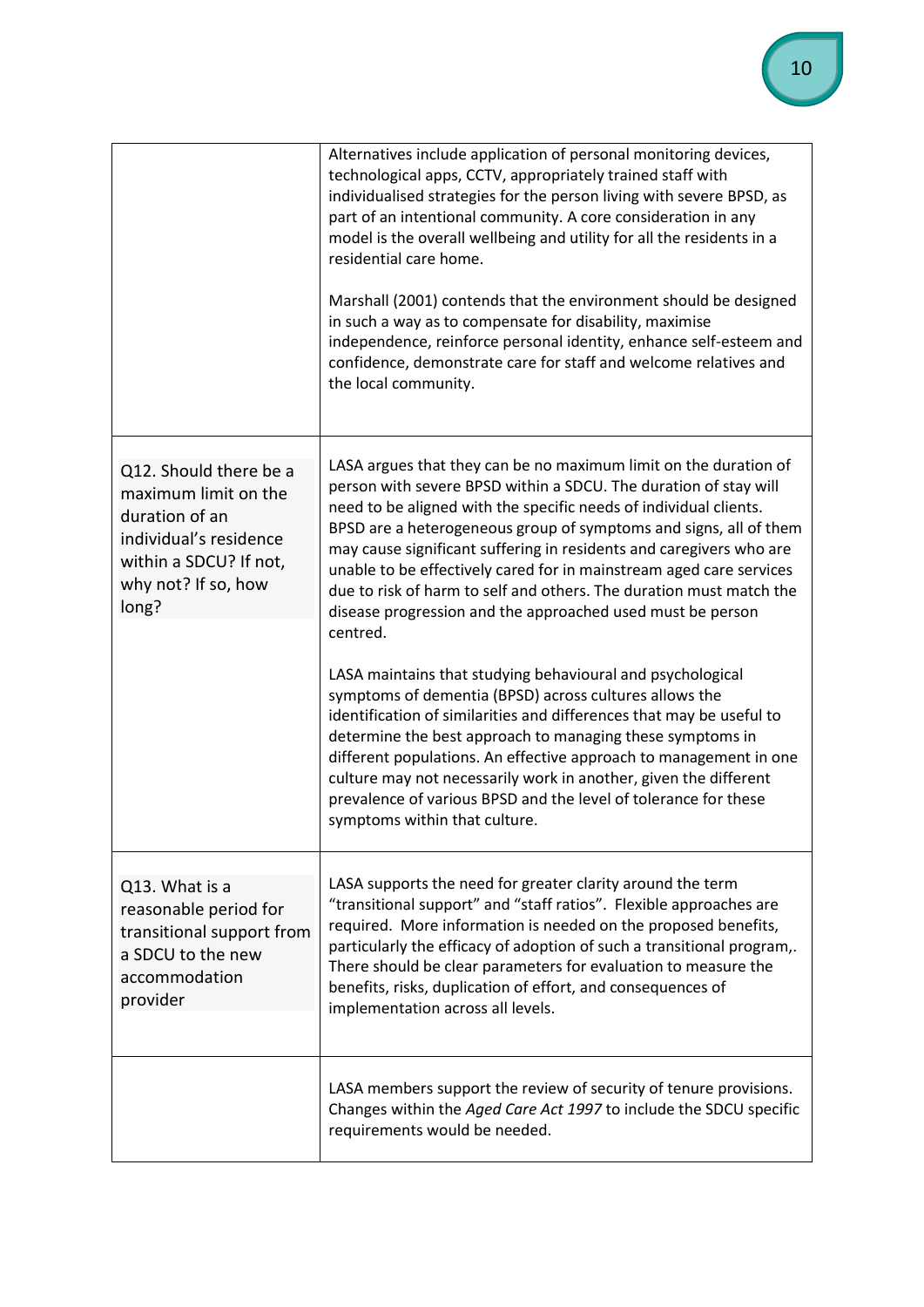| | |
|---|---|
| | Alternatives include application of personal monitoring devices, technological apps, CCTV, appropriately trained staff with individualised strategies for the person living with severe BPSD, as part of an intentional community. A core consideration in any model is the overall wellbeing and utility for all the residents in a residential care home.<br><br>Marshall (2001) contends that the environment should be designed in such a way as to compensate for disability, maximise independence, reinforce personal identity, enhance self-esteem and confidence, demonstrate care for staff and welcome relatives and the local community. |
| Q12. Should there be a maximum limit on the duration of an individual's residence within a SDCU? If not, why not? If so, how long? | LASA argues that they can be no maximum limit on the duration of person with severe BPSD within a SDCU. The duration of stay will need to be aligned with the specific needs of individual clients. BPSD are a heterogeneous group of symptoms and signs, all of them may cause significant suffering in residents and caregivers who are unable to be effectively cared for in mainstream aged care services due to risk of harm to self and others. The duration must match the disease progression and the approached used must be person centred.<br><br>LASA maintains that studying behavioural and psychological symptoms of dementia (BPSD) across cultures allows the identification of similarities and differences that may be useful to determine the best approach to managing these symptoms in different populations. An effective approach to management in one culture may not necessarily work in another, given the different prevalence of various BPSD and the level of tolerance for these symptoms within that culture. |
| Q13. What is a reasonable period for transitional support from a SDCU to the new accommodation provider | LASA supports the need for greater clarity around the term "transitional support" and "staff ratios". Flexible approaches are required. More information is needed on the proposed benefits, particularly the efficacy of adoption of such a transitional program,. There should be clear parameters for evaluation to measure the benefits, risks, duplication of effort, and consequences of implementation across all levels. |
| | LASA members support the review of security of tenure provisions. Changes within the *Aged Care Act 1997* to include the SDCU specific requirements would be needed. |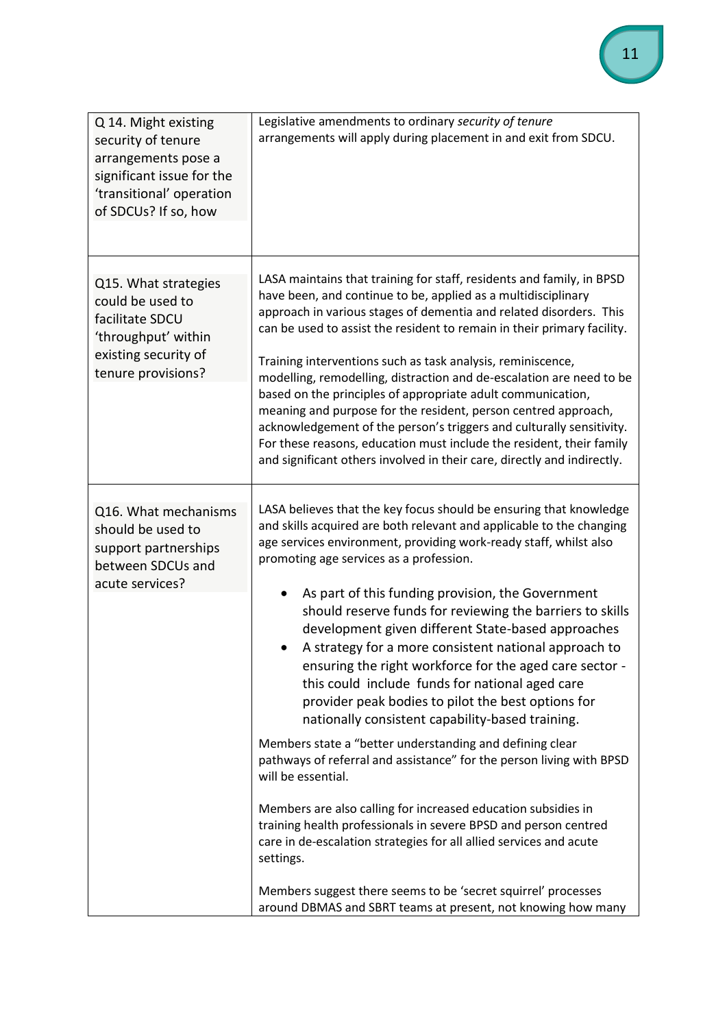| | |
|---|---|
| Q 14. Might existing security of tenure arrangements pose a significant issue for the 'transitional' operation of SDCUs? If so, how | Legislative amendments to ordinary *security of tenure* arrangements will apply during placement in and exit from SDCU. |
| Q15. What strategies could be used to facilitate SDCU 'throughput' within existing security of tenure provisions? | LASA maintains that training for staff, residents and family, in BPSD have been, and continue to be, applied as a multidisciplinary approach in various stages of dementia and related disorders. This can be used to assist the resident to remain in their primary facility.<br><br>Training interventions such as task analysis, reminiscence, modelling, remodelling, distraction and de-escalation are need to be based on the principles of appropriate adult communication, meaning and purpose for the resident, person centred approach, acknowledgement of the person's triggers and culturally sensitivity. For these reasons, education must include the resident, their family and significant others involved in their care, directly and indirectly. |
| Q16. What mechanisms should be used to support partnerships between SDCUs and acute services? | LASA believes that the key focus should be ensuring that knowledge and skills acquired are both relevant and applicable to the changing age services environment, providing work-ready staff, whilst also promoting age services as a profession.<br><br>• As part of this funding provision, the Government should reserve funds for reviewing the barriers to skills development given different State-based approaches<br>• A strategy for a more consistent national approach to ensuring the right workforce for the aged care sector - this could include funds for national aged care provider peak bodies to pilot the best options for nationally consistent capability-based training.<br><br>Members state a "better understanding and defining clear pathways of referral and assistance" for the person living with BPSD will be essential.<br><br>Members are also calling for increased education subsidies in training health professionals in severe BPSD and person centred care in de-escalation strategies for all allied services and acute settings.<br><br>Members suggest there seems to be 'secret squirrel' processes around DBMAS and SBRT teams at present, not knowing how many |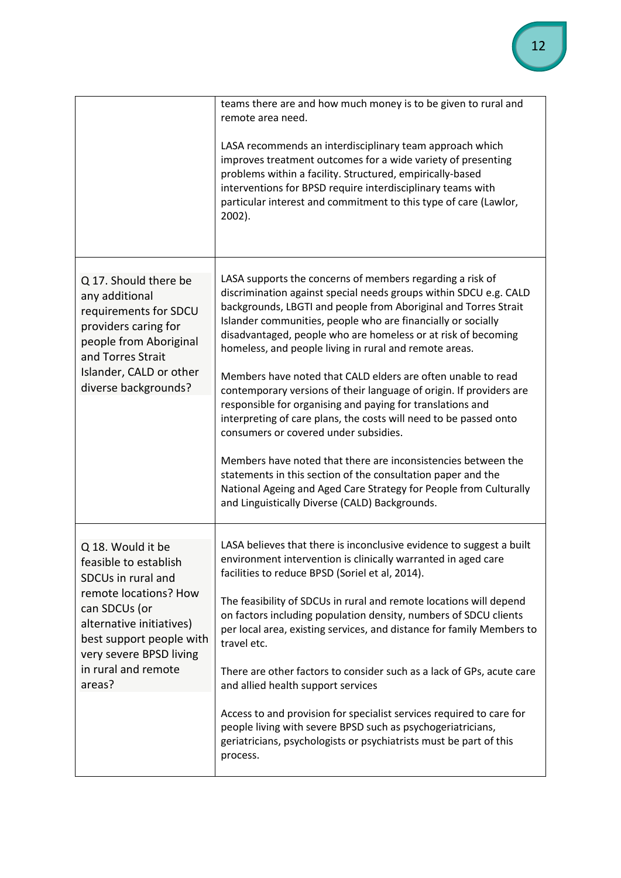| | |
|---|---|
| | teams there are and how much money is to be given to rural and remote area need.<br><br>LASA recommends an interdisciplinary team approach which improves treatment outcomes for a wide variety of presenting problems within a facility. Structured, empirically-based interventions for BPSD require interdisciplinary teams with particular interest and commitment to this type of care (Lawlor, 2002). |
| Q 17. Should there be any additional requirements for SDCU providers caring for people from Aboriginal and Torres Strait Islander, CALD or other diverse backgrounds? | LASA supports the concerns of members regarding a risk of discrimination against special needs groups within SDCU e.g. CALD backgrounds, LBGTI and people from Aboriginal and Torres Strait Islander communities, people who are financially or socially disadvantaged, people who are homeless or at risk of becoming homeless, and people living in rural and remote areas.<br><br>Members have noted that CALD elders are often unable to read contemporary versions of their language of origin. If providers are responsible for organising and paying for translations and interpreting of care plans, the costs will need to be passed onto consumers or covered under subsidies.<br><br>Members have noted that there are inconsistencies between the statements in this section of the consultation paper and the National Ageing and Aged Care Strategy for People from Culturally and Linguistically Diverse (CALD) Backgrounds. |
| Q 18. Would it be feasible to establish SDCUs in rural and remote locations? How can SDCUs (or alternative initiatives) best support people with very severe BPSD living in rural and remote areas? | LASA believes that there is inconclusive evidence to suggest a built environment intervention is clinically warranted in aged care facilities to reduce BPSD (Soriel et al, 2014).<br><br>The feasibility of SDCUs in rural and remote locations will depend on factors including population density, numbers of SDCU clients per local area, existing services, and distance for family Members to travel etc.<br><br>There are other factors to consider such as a lack of GPs, acute care and allied health support services<br><br>Access to and provision for specialist services required to care for people living with severe BPSD such as psychogeriatricians, geriatricians, psychologists or psychiatrists must be part of this process. |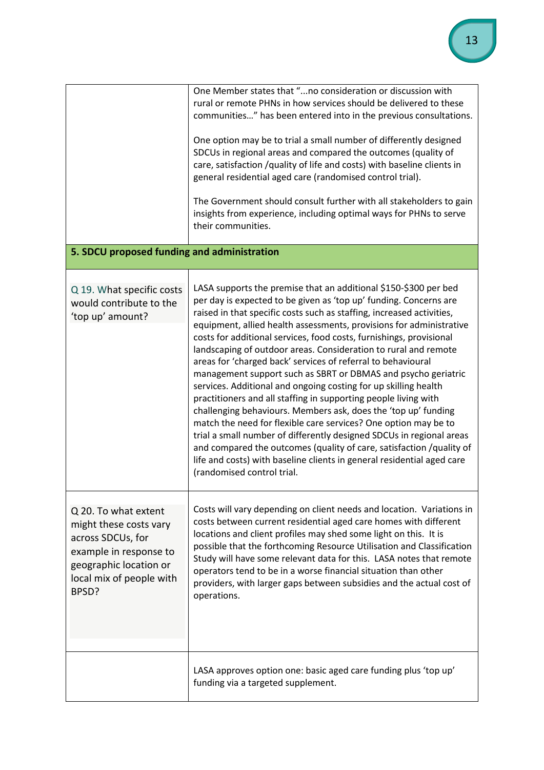| | |
|---|---|
| | One Member states that "...no consideration or discussion with rural or remote PHNs in how services should be delivered to these communities..." has been entered into in the previous consultations.<br><br>One option may be to trial a small number of differently designed SDCUs in regional areas and compared the outcomes (quality of care, satisfaction /quality of life and costs) with baseline clients in general residential aged care (randomised control trial).<br><br>The Government should consult further with all stakeholders to gain insights from experience, including optimal ways for PHNs to serve their communities. |
| **5. SDCU proposed funding and administration** | |
| Q 19. What specific costs would contribute to the 'top up' amount? | LASA supports the premise that an additional $150-$300 per bed per day is expected to be given as 'top up' funding. Concerns are raised in that specific costs such as staffing, increased activities, equipment, allied health assessments, provisions for administrative costs for additional services, food costs, furnishings, provisional landscaping of outdoor areas. Consideration to rural and remote areas for 'charged back' services of referral to behavioural management support such as SBRT or DBMAS and psycho geriatric services. Additional and ongoing costing for up skilling health practitioners and all staffing in supporting people living with challenging behaviours. Members ask, does the 'top up' funding match the need for flexible care services? One option may be to trial a small number of differently designed SDCUs in regional areas and compared the outcomes (quality of care, satisfaction /quality of life and costs) with baseline clients in general residential aged care (randomised control trial. |
| Q 20. To what extent might these costs vary across SDCUs, for example in response to geographic location or local mix of people with BPSD? | Costs will vary depending on client needs and location. Variations in costs between current residential aged care homes with different locations and client profiles may shed some light on this. It is possible that the forthcoming Resource Utilisation and Classification Study will have some relevant data for this. LASA notes that remote operators tend to be in a worse financial situation than other providers, with larger gaps between subsidies and the actual cost of operations. |
| | LASA approves option one: basic aged care funding plus 'top up' funding via a targeted supplement. |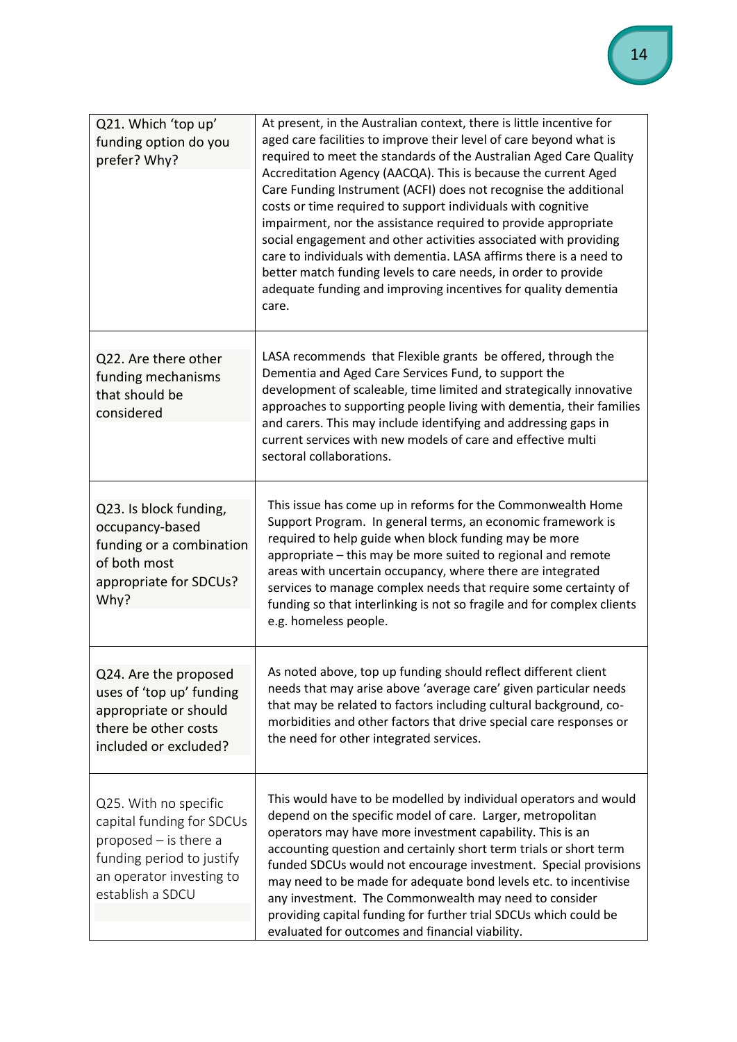| | |
|---|---|
| Q21. Which 'top up' funding option do you prefer? Why? | At present, in the Australian context, there is little incentive for aged care facilities to improve their level of care beyond what is required to meet the standards of the Australian Aged Care Quality Accreditation Agency (AACQA). This is because the current Aged Care Funding Instrument (ACFI) does not recognise the additional costs or time required to support individuals with cognitive impairment, nor the assistance required to provide appropriate social engagement and other activities associated with providing care to individuals with dementia. LASA affirms there is a need to better match funding levels to care needs, in order to provide adequate funding and improving incentives for quality dementia care. |
| Q22. Are there other funding mechanisms that should be considered | LASA recommends that Flexible grants be offered, through the Dementia and Aged Care Services Fund, to support the development of scaleable, time limited and strategically innovative approaches to supporting people living with dementia, their families and carers. This may include identifying and addressing gaps in current services with new models of care and effective multi sectoral collaborations. |
| Q23. Is block funding, occupancy-based funding or a combination of both most appropriate for SDCUs? Why? | This issue has come up in reforms for the Commonwealth Home Support Program. In general terms, an economic framework is required to help guide when block funding may be more appropriate – this may be more suited to regional and remote areas with uncertain occupancy, where there are integrated services to manage complex needs that require some certainty of funding so that interlinking is not so fragile and for complex clients e.g. homeless people. |
| Q24. Are the proposed uses of 'top up' funding appropriate or should there be other costs included or excluded? | As noted above, top up funding should reflect different client needs that may arise above 'average care' given particular needs that may be related to factors including cultural background, co-morbidities and other factors that drive special care responses or the need for other integrated services. |
| Q25. With no specific capital funding for SDCUs proposed – is there a funding period to justify an operator investing to establish a SDCU | This would have to be modelled by individual operators and would depend on the specific model of care. Larger, metropolitan operators may have more investment capability. This is an accounting question and certainly short term trials or short term funded SDCUs would not encourage investment. Special provisions may need to be made for adequate bond levels etc. to incentivise any investment. The Commonwealth may need to consider providing capital funding for further trial SDCUs which could be evaluated for outcomes and financial viability. |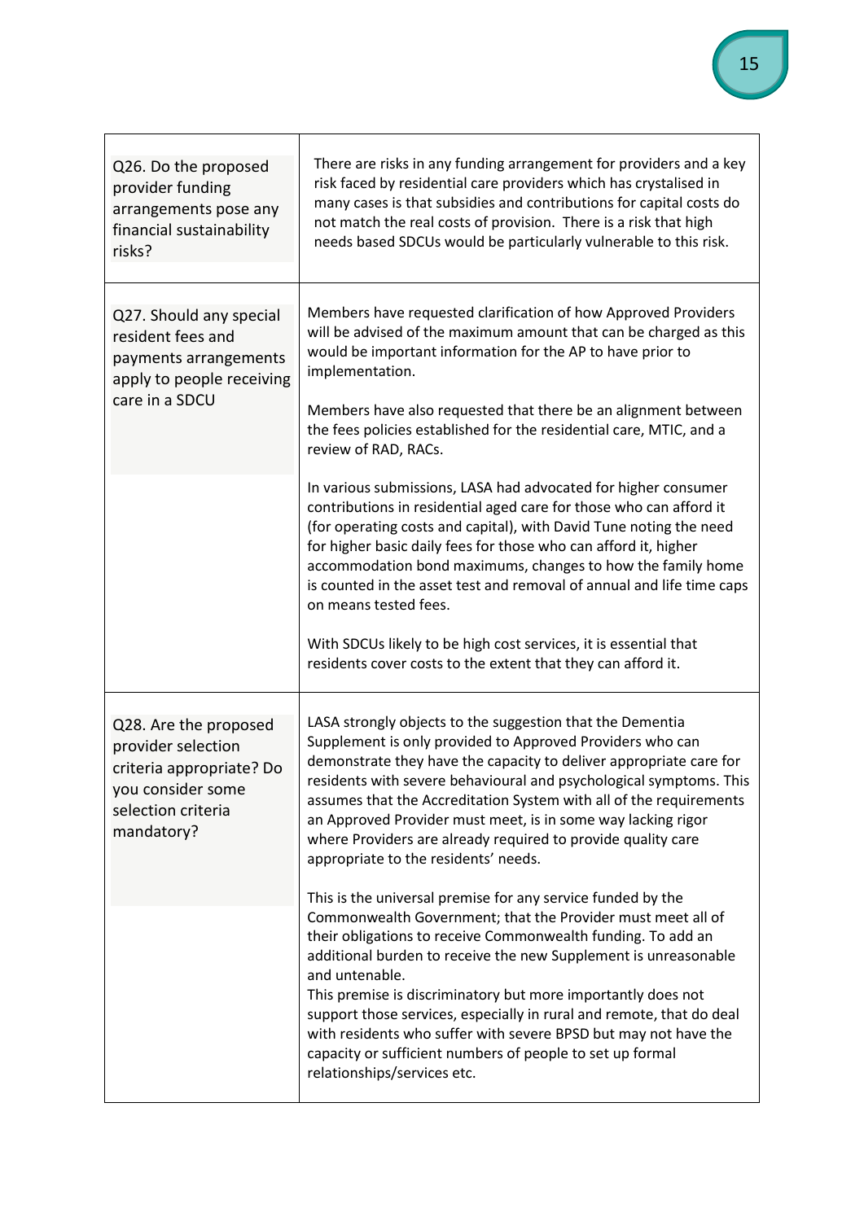| | |
|---|---|
| Q26. Do the proposed provider funding arrangements pose any financial sustainability risks? | There are risks in any funding arrangement for providers and a key risk faced by residential care providers which has crystalised in many cases is that subsidies and contributions for capital costs do not match the real costs of provision. There is a risk that high needs based SDCUs would be particularly vulnerable to this risk. |
| Q27. Should any special resident fees and payments arrangements apply to people receiving care in a SDCU | Members have requested clarification of how Approved Providers will be advised of the maximum amount that can be charged as this would be important information for the AP to have prior to implementation.<br><br>Members have also requested that there be an alignment between the fees policies established for the residential care, MTIC, and a review of RAD, RACs.<br><br>In various submissions, LASA had advocated for higher consumer contributions in residential aged care for those who can afford it (for operating costs and capital), with David Tune noting the need for higher basic daily fees for those who can afford it, higher accommodation bond maximums, changes to how the family home is counted in the asset test and removal of annual and life time caps on means tested fees.<br><br>With SDCUs likely to be high cost services, it is essential that residents cover costs to the extent that they can afford it. |
| Q28. Are the proposed provider selection criteria appropriate? Do you consider some selection criteria mandatory? | LASA strongly objects to the suggestion that the Dementia Supplement is only provided to Approved Providers who can demonstrate they have the capacity to deliver appropriate care for residents with severe behavioural and psychological symptoms. This assumes that the Accreditation System with all of the requirements an Approved Provider must meet, is in some way lacking rigor where Providers are already required to provide quality care appropriate to the residents' needs.<br><br>This is the universal premise for any service funded by the Commonwealth Government; that the Provider must meet all of their obligations to receive Commonwealth funding. To add an additional burden to receive the new Supplement is unreasonable and untenable.<br>This premise is discriminatory but more importantly does not support those services, especially in rural and remote, that do deal with residents who suffer with severe BPSD but may not have the capacity or sufficient numbers of people to set up formal relationships/services etc. |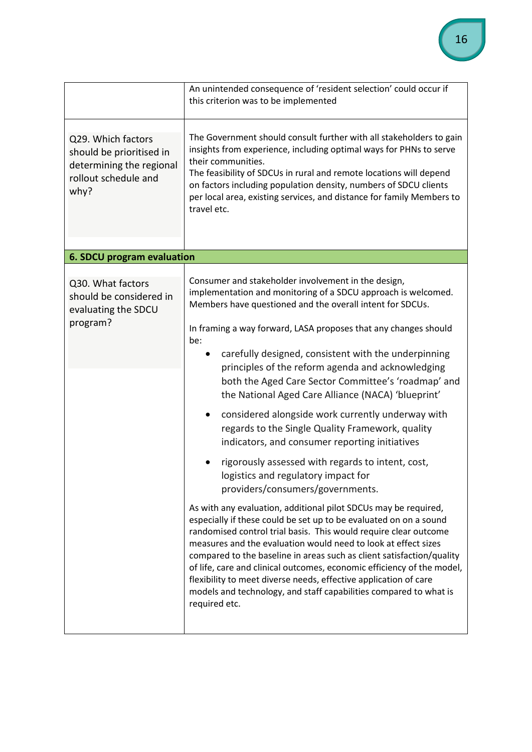| | |
|---|---|
| | An unintended consequence of 'resident selection' could occur if this criterion was to be implemented |
| Q29. Which factors should be prioritised in determining the regional rollout schedule and why? | The Government should consult further with all stakeholders to gain insights from experience, including optimal ways for PHNs to serve their communities.<br>The feasibility of SDCUs in rural and remote locations will depend on factors including population density, numbers of SDCU clients per local area, existing services, and distance for family Members to travel etc. |
| **6. SDCU program evaluation** | |
| Q30. What factors should be considered in evaluating the SDCU program? | Consumer and stakeholder involvement in the design, implementation and monitoring of a SDCU approach is welcomed. Members have questioned and the overall intent for SDCUs.<br><br>In framing a way forward, LASA proposes that any changes should be:<br>• carefully designed, consistent with the underpinning principles of the reform agenda and acknowledging both the Aged Care Sector Committee's 'roadmap' and the National Aged Care Alliance (NACA) 'blueprint'<br>• considered alongside work currently underway with regards to the Single Quality Framework, quality indicators, and consumer reporting initiatives<br>• rigorously assessed with regards to intent, cost, logistics and regulatory impact for providers/consumers/governments.<br><br>As with any evaluation, additional pilot SDCUs may be required, especially if these could be set up to be evaluated on on a sound randomised control trial basis. This would require clear outcome measures and the evaluation would need to look at effect sizes compared to the baseline in areas such as client satisfaction/quality of life, care and clinical outcomes, economic efficiency of the model, flexibility to meet diverse needs, effective application of care models and technology, and staff capabilities compared to what is required etc. |